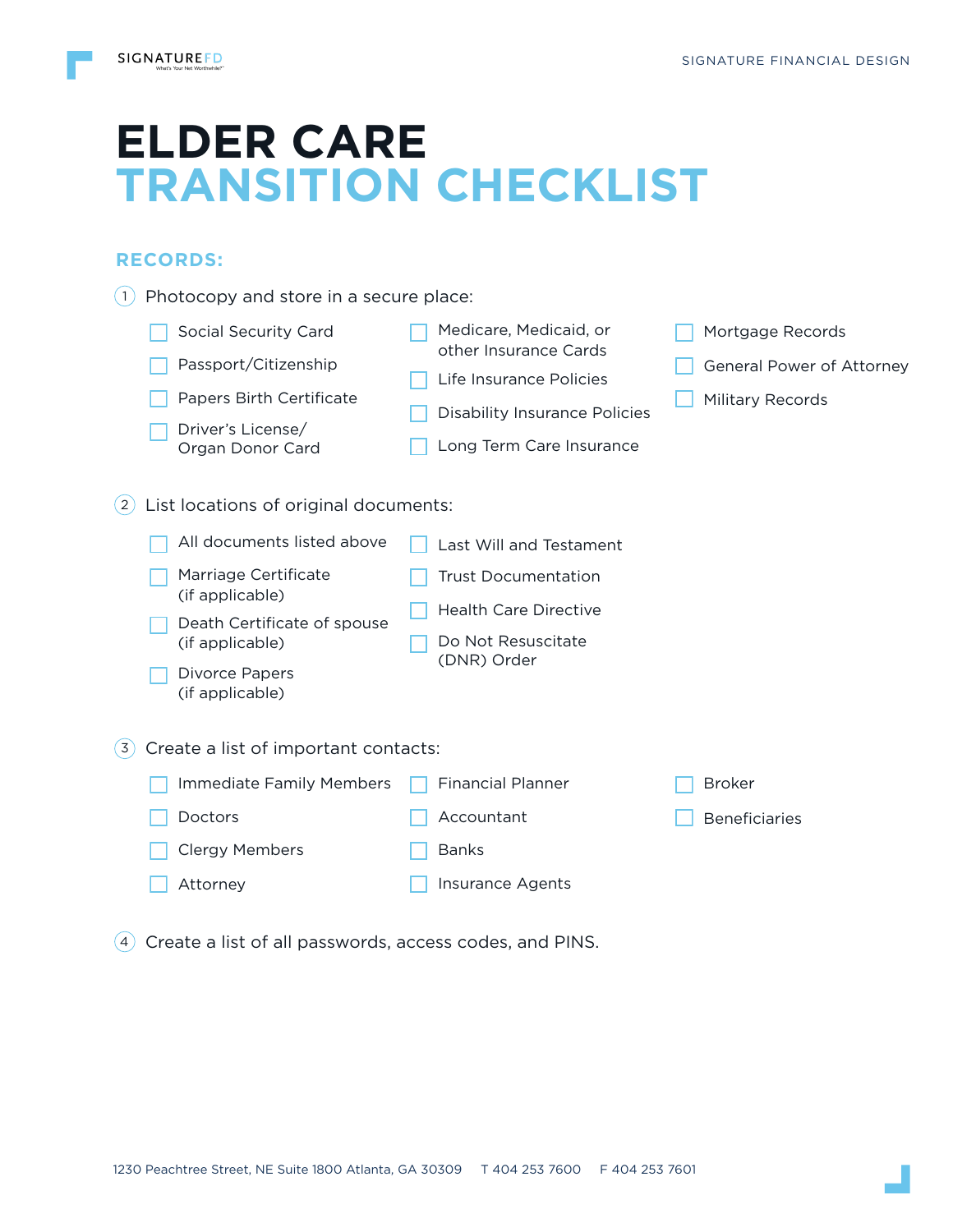# ELDER CARE TRANSITION CHECKLIST

## RECORDS:

1. Photocopy and store in a secure place:

- [ ] Social Security Card
- [ ] Passport/Citizenship
- [ ] Papers Birth Certificate
- [ ] Driver's License/ Organ Donor Card
- [ ] Medicare, Medicaid, or other Insurance Cards
- [ ] Life Insurance Policies
- [ ] Disability Insurance Policies
- [ ] Long Term Care Insurance
- [ ] Mortgage Records
- [ ] General Power of Attorney
- [ ] Military Records

2. List locations of original documents:

- [ ] All documents listed above
- [ ] Marriage Certificate (if applicable)
- [ ] Death Certificate of spouse (if applicable)
- [ ] Divorce Papers (if applicable)
- [ ] Last Will and Testament
- [ ] Trust Documentation
- [ ] Health Care Directive
- [ ] Do Not Resuscitate (DNR) Order

3. Create a list of important contacts:

- [ ] Immediate Family Members
- [ ] Doctors
- [ ] Clergy Members
- [ ] Attorney
- [ ] Financial Planner
- [ ] Accountant
- [ ] Banks
- [ ] Insurance Agents
- [ ] Broker
- [ ] Beneficiaries

4. Create a list of all passwords, access codes, and PINS.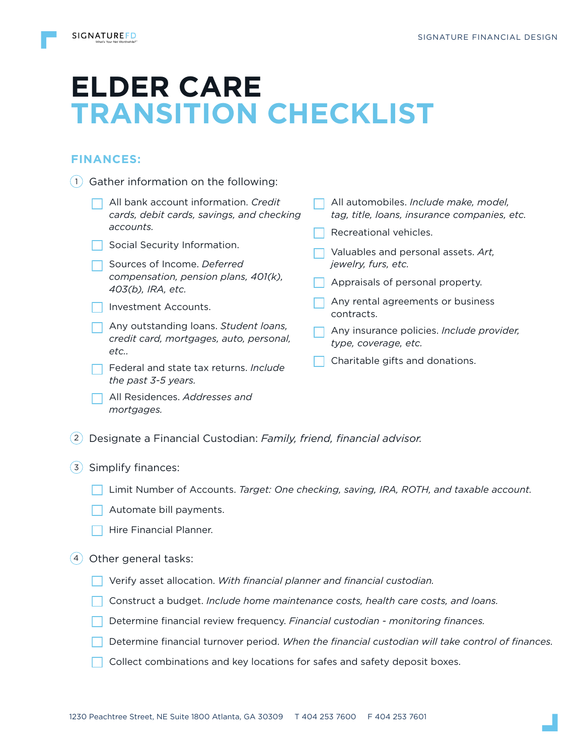# ELDER CARE TRANSITION CHECKLIST

## FINANCES:

1. Gather information on the following:
   - [ ] All bank account information. *Credit cards, debit cards, savings, and checking accounts.*
   - [ ] Social Security Information.
   - [ ] Sources of Income. *Deferred compensation, pension plans, 401(k), 403(b), IRA, etc.*
   - [ ] Investment Accounts.
   - [ ] Any outstanding loans. *Student loans, credit card, mortgages, auto, personal, etc..*
   - [ ] Federal and state tax returns. *Include the past 3-5 years.*
   - [ ] All Residences. *Addresses and mortgages.*
   - [ ] All automobiles. *Include make, model, tag, title, loans, insurance companies, etc.*
   - [ ] Recreational vehicles.
   - [ ] Valuables and personal assets. *Art, jewelry, furs, etc.*
   - [ ] Appraisals of personal property.
   - [ ] Any rental agreements or business contracts.
   - [ ] Any insurance policies. *Include provider, type, coverage, etc.*
   - [ ] Charitable gifts and donations.

2. Designate a Financial Custodian: *Family, friend, financial advisor.*

3. Simplify finances:
   - [ ] Limit Number of Accounts. *Target: One checking, saving, IRA, ROTH, and taxable account.*
   - [ ] Automate bill payments.
   - [ ] Hire Financial Planner.

4. Other general tasks:
   - [ ] Verify asset allocation. *With financial planner and financial custodian.*
   - [ ] Construct a budget. *Include home maintenance costs, health care costs, and loans.*
   - [ ] Determine financial review frequency. *Financial custodian - monitoring finances.*
   - [ ] Determine financial turnover period. *When the financial custodian will take control of finances.*
   - [ ] Collect combinations and key locations for safes and safety deposit boxes.

1230 Peachtree Street, NE Suite 1800 Atlanta, GA 30309 T 404 253 7600 F 404 253 7601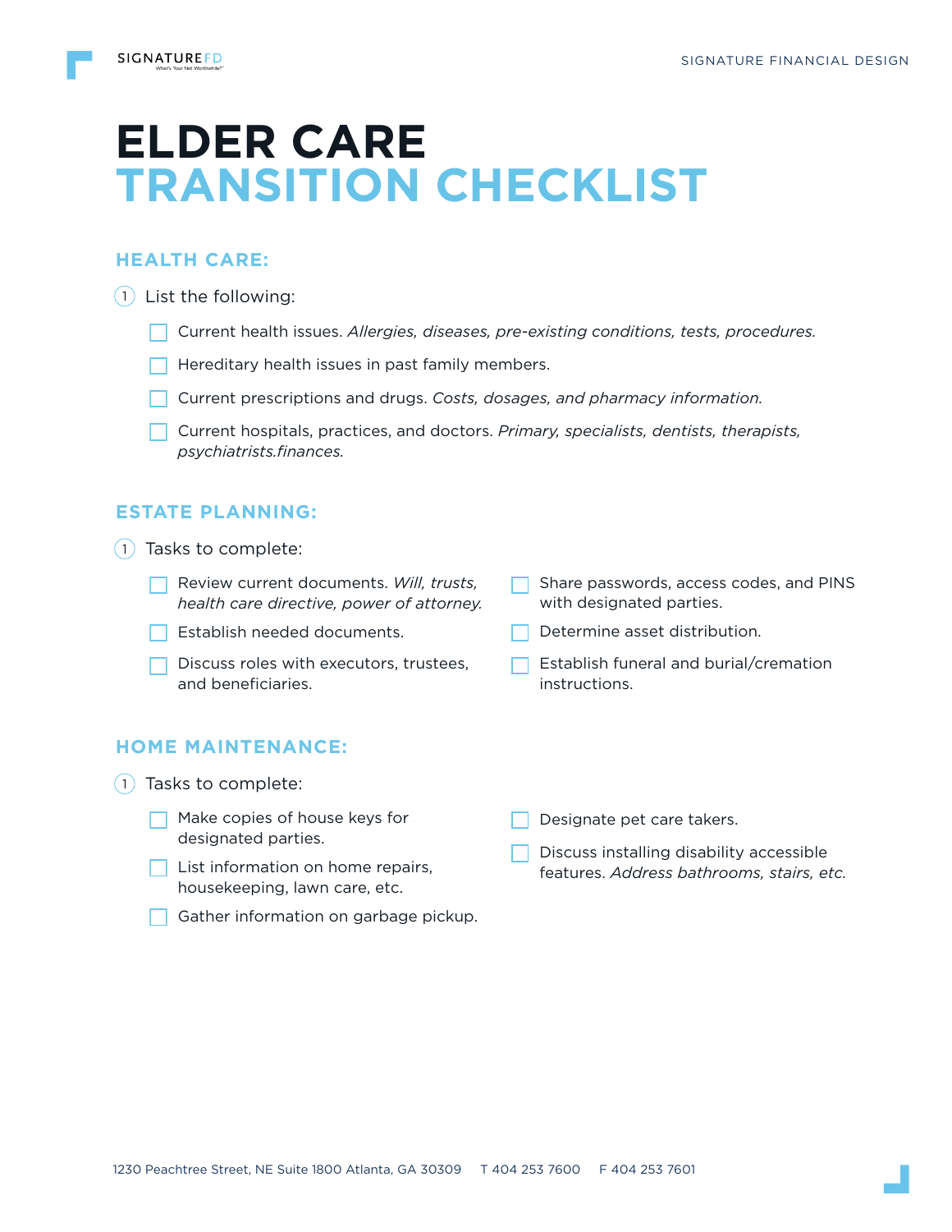# ELDER CARE TRANSITION CHECKLIST

## HEALTH CARE:

1. List the following:

- [ ] Current health issues. *Allergies, diseases, pre-existing conditions, tests, procedures.*
- [ ] Hereditary health issues in past family members.
- [ ] Current prescriptions and drugs. *Costs, dosages, and pharmacy information.*
- [ ] Current hospitals, practices, and doctors. *Primary, specialists, dentists, therapists, psychiatrists.finances.*

## ESTATE PLANNING:

1. Tasks to complete:

- [ ] Review current documents. *Will, trusts, health care directive, power of attorney.*
- [ ] Establish needed documents.
- [ ] Discuss roles with executors, trustees, and beneficiaries.
- [ ] Share passwords, access codes, and PINS with designated parties.
- [ ] Determine asset distribution.
- [ ] Establish funeral and burial/cremation instructions.

## HOME MAINTENANCE:

1. Tasks to complete:

- [ ] Make copies of house keys for designated parties.
- [ ] List information on home repairs, housekeeping, lawn care, etc.
- [ ] Gather information on garbage pickup.
- [ ] Designate pet care takers.
- [ ] Discuss installing disability accessible features. *Address bathrooms, stairs, etc.*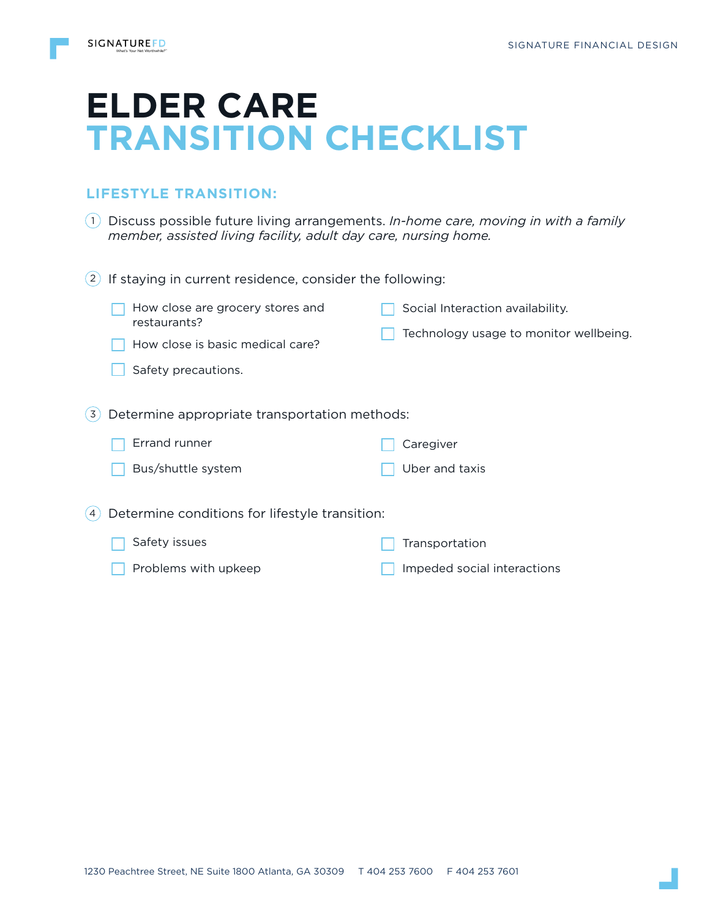# ELDER CARE TRANSITION CHECKLIST

## LIFESTYLE TRANSITION:

1. Discuss possible future living arrangements. *In-home care, moving in with a family member, assisted living facility, adult day care, nursing home.*

2. If staying in current residence, consider the following:

   - [ ] How close are grocery stores and restaurants?
   - [ ] How close is basic medical care?
   - [ ] Safety precautions.
   - [ ] Social Interaction availability.
   - [ ] Technology usage to monitor wellbeing.

3. Determine appropriate transportation methods:

   - [ ] Errand runner
   - [ ] Bus/shuttle system
   - [ ] Caregiver
   - [ ] Uber and taxis

4. Determine conditions for lifestyle transition:

   - [ ] Safety issues
   - [ ] Problems with upkeep
   - [ ] Transportation
   - [ ] Impeded social interactions